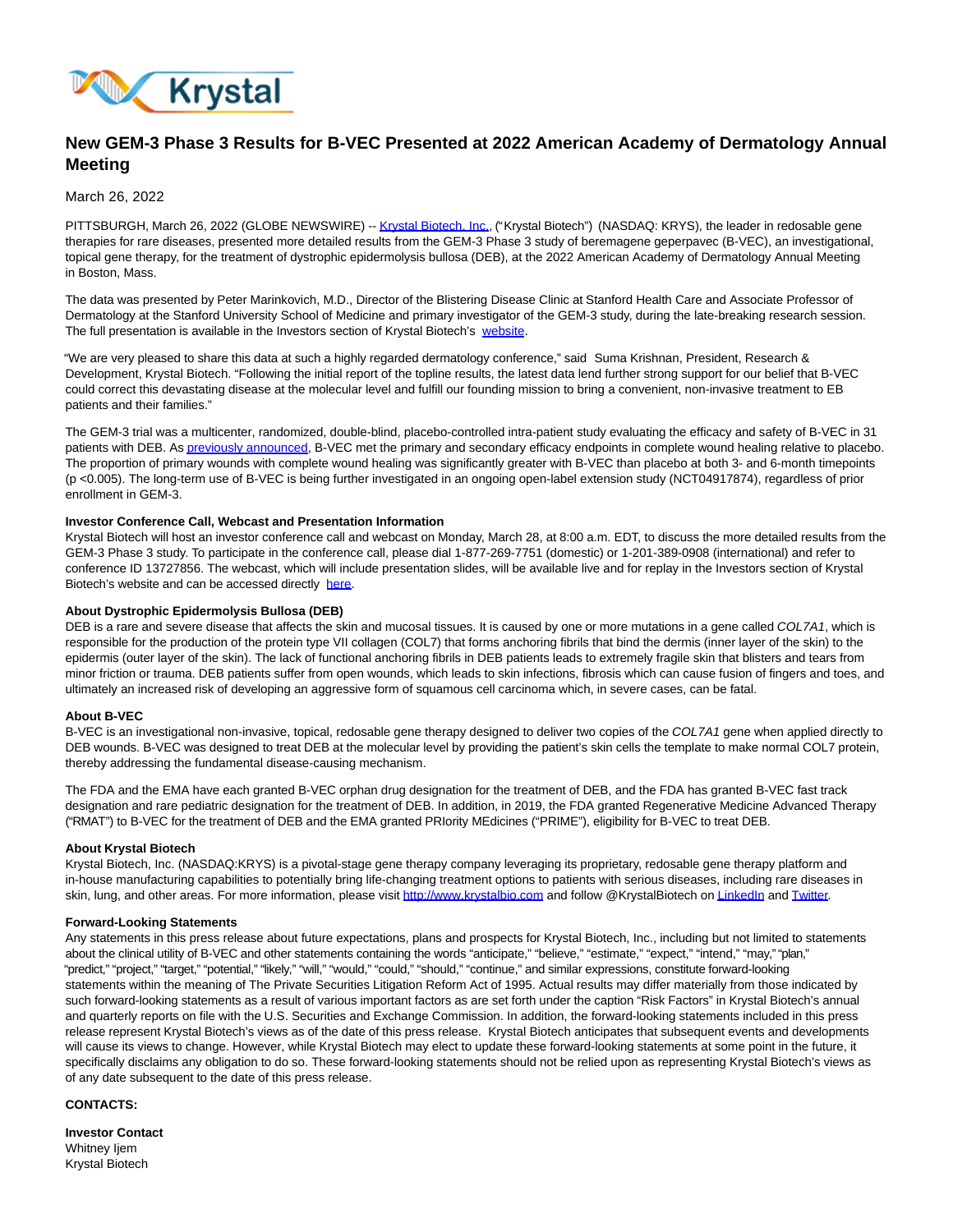# New GEM-3 Phase 3 Results for B-VEC Presented at 2022 American Academy of Dermatology Annual Meeting

March 26, 2022

PITTSBURGH, March 26, 2022 (GLOBE NEWSWIRE) -- Krystal Biotech, Inc., ("Krystal Biotech") (NASDAQ: KRYS), the leader in redosable gene therapies for rare diseases, presented more detailed results from the GEM-3 Phase 3 study of beremagene geperpavec (B-VEC), an investigational, topical gene therapy, for the treatment of dystrophic epidermolysis bullosa (DEB), at the 2022 American Academy of Dermatology Annual Meeting in Boston, Mass.

The data was presented by Peter Marinkovich, M.D., Director of the Blistering Disease Clinic at Stanford Health Care and Associate Professor of Dermatology at the Stanford University School of Medicine and primary investigator of the GEM-3 study, during the late-breaking research session. The full presentation is available in the Investors section of Krystal Biotech's website.

"We are very pleased to share this data at such a highly regarded dermatology conference," said Suma Krishnan, President, Research & Development, Krystal Biotech. "Following the initial report of the topline results, the latest data lend further strong support for our belief that B-VEC could correct this devastating disease at the molecular level and fulfill our founding mission to bring a convenient, non-invasive treatment to EB patients and their families."

The GEM-3 trial was a multicenter, randomized, double-blind, placebo-controlled intra-patient study evaluating the efficacy and safety of B-VEC in 31 patients with DEB. As previously announced, B-VEC met the primary and secondary efficacy endpoints in complete wound healing relative to placebo. The proportion of primary wounds with complete wound healing was significantly greater with B-VEC than placebo at both 3- and 6-month timepoints ($p < 0.005$). The long-term use of B-VEC is being further investigated in an ongoing open-label extension study (NCT04917874), regardless of prior enrollment in GEM-3.

**Investor Conference Call, Webcast and Presentation Information**

Krystal Biotech will host an investor conference call and webcast on Monday, March 28, at 8:00 a.m. EDT, to discuss the more detailed results from the GEM-3 Phase 3 study. To participate in the conference call, please dial 1-877-269-7751 (domestic) or 1-201-389-0908 (international) and refer to conference ID 13727856. The webcast, which will include presentation slides, will be available live and for replay in the Investors section of Krystal Biotech's website and can be accessed directly here.

**About Dystrophic Epidermolysis Bullosa (DEB)**

DEB is a rare and severe disease that affects the skin and mucosal tissues. It is caused by one or more mutations in a gene called *COL7A1*, which is responsible for the production of the protein type VII collagen (COL7) that forms anchoring fibrils that bind the dermis (inner layer of the skin) to the epidermis (outer layer of the skin). The lack of functional anchoring fibrils in DEB patients leads to extremely fragile skin that blisters and tears from minor friction or trauma. DEB patients suffer from open wounds, which leads to skin infections, fibrosis which can cause fusion of fingers and toes, and ultimately an increased risk of developing an aggressive form of squamous cell carcinoma which, in severe cases, can be fatal.

**About B-VEC**

B-VEC is an investigational non-invasive, topical, redosable gene therapy designed to deliver two copies of the *COL7A1* gene when applied directly to DEB wounds. B-VEC was designed to treat DEB at the molecular level by providing the patient's skin cells the template to make normal COL7 protein, thereby addressing the fundamental disease-causing mechanism.

The FDA and the EMA have each granted B-VEC orphan drug designation for the treatment of DEB, and the FDA has granted B-VEC fast track designation and rare pediatric designation for the treatment of DEB. In addition, in 2019, the FDA granted Regenerative Medicine Advanced Therapy ("RMAT") to B-VEC for the treatment of DEB and the EMA granted PRIority MEdicines ("PRIME"), eligibility for B-VEC to treat DEB.

**About Krystal Biotech**

Krystal Biotech, Inc. (NASDAQ:KRYS) is a pivotal-stage gene therapy company leveraging its proprietary, redosable gene therapy platform and in-house manufacturing capabilities to potentially bring life-changing treatment options to patients with serious diseases, including rare diseases in skin, lung, and other areas. For more information, please visit http://www.krystalbio.com and follow @KrystalBiotech on LinkedIn and Twitter.

**Forward-Looking Statements**

Any statements in this press release about future expectations, plans and prospects for Krystal Biotech, Inc., including but not limited to statements about the clinical utility of B-VEC and other statements containing the words "anticipate," "believe," "estimate," "expect," "intend," "may," "plan," "predict," "project," "target," "potential," "likely," "will," "would," "could," "should," "continue," and similar expressions, constitute forward-looking statements within the meaning of The Private Securities Litigation Reform Act of 1995. Actual results may differ materially from those indicated by such forward-looking statements as a result of various important factors as are set forth under the caption "Risk Factors" in Krystal Biotech's annual and quarterly reports on file with the U.S. Securities and Exchange Commission. In addition, the forward-looking statements included in this press release represent Krystal Biotech's views as of the date of this press release. Krystal Biotech anticipates that subsequent events and developments will cause its views to change. However, while Krystal Biotech may elect to update these forward-looking statements at some point in the future, it specifically disclaims any obligation to do so. These forward-looking statements should not be relied upon as representing Krystal Biotech's views as of any date subsequent to the date of this press release.

**CONTACTS:**

**Investor Contact**
Whitney Ijem
Krystal Biotech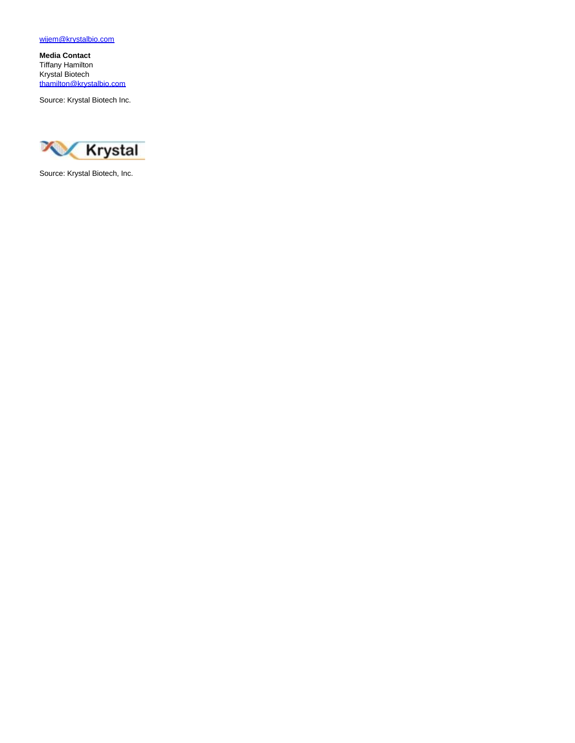wijem@krystalbio.com

**Media Contact**
Tiffany Hamilton
Krystal Biotech
thamilton@krystalbio.com

Source: Krystal Biotech Inc.

Source: Krystal Biotech, Inc.